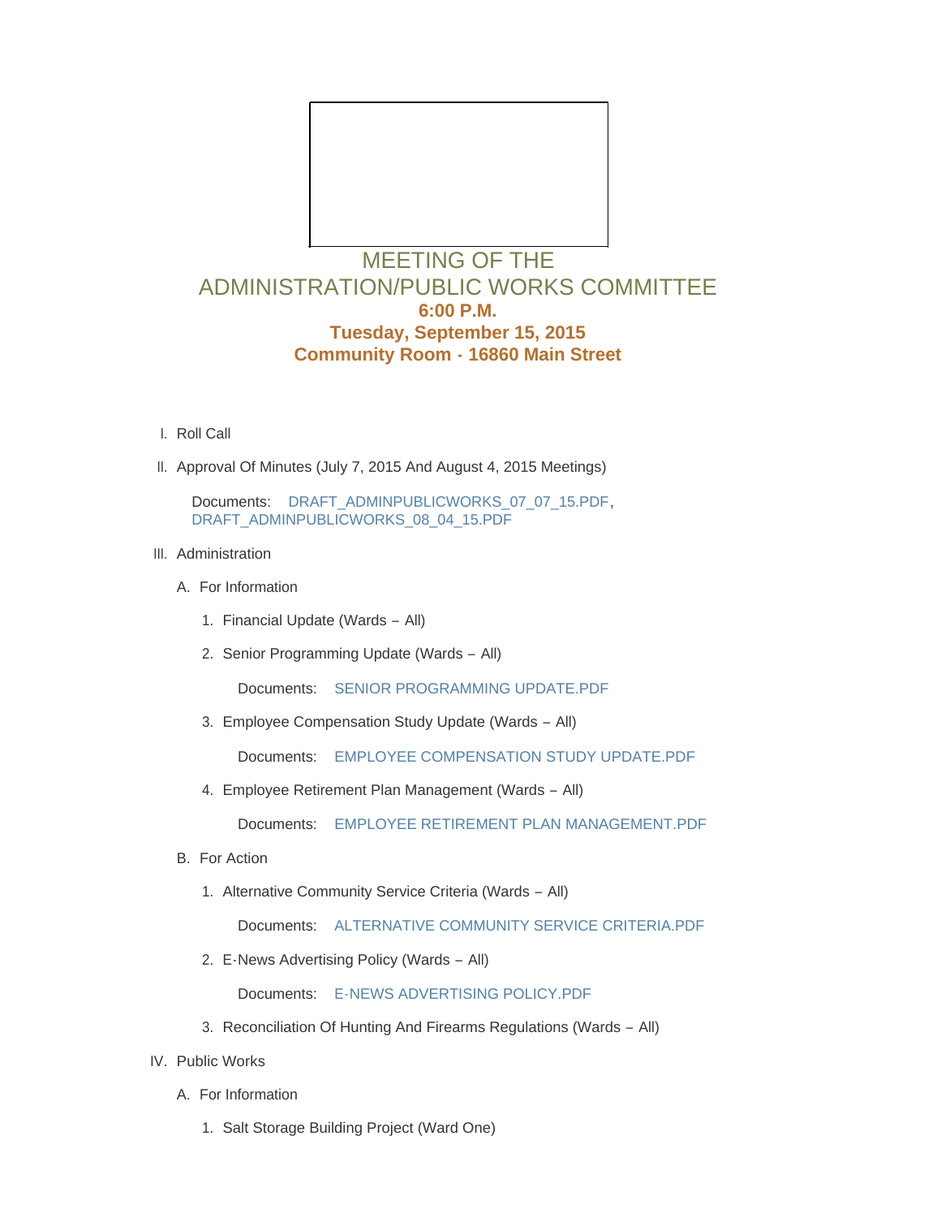# MEETING OF THE ADMINISTRATION/PUBLIC WORKS COMMITTEE

**6:00 P.M.**

**Tuesday, September 15, 2015**

**Community Room - 16860 Main Street**

I. Roll Call

II. Approval Of Minutes (July 7, 2015 And August 4, 2015 Meetings)

   Documents: DRAFT_ADMINPUBLICWORKS_07_07_15.PDF, DRAFT_ADMINPUBLICWORKS_08_04_15.PDF

III. Administration

   A. For Information

      1. Financial Update (Wards – All)

      2. Senior Programming Update (Wards – All)

         Documents: SENIOR PROGRAMMING UPDATE.PDF

      3. Employee Compensation Study Update (Wards – All)

         Documents: EMPLOYEE COMPENSATION STUDY UPDATE.PDF

      4. Employee Retirement Plan Management (Wards – All)

         Documents: EMPLOYEE RETIREMENT PLAN MANAGEMENT.PDF

   B. For Action

      1. Alternative Community Service Criteria (Wards – All)

         Documents: ALTERNATIVE COMMUNITY SERVICE CRITERIA.PDF

      2. E-News Advertising Policy (Wards – All)

         Documents: E-NEWS ADVERTISING POLICY.PDF

      3. Reconciliation Of Hunting And Firearms Regulations (Wards – All)

IV. Public Works

   A. For Information

      1. Salt Storage Building Project (Ward One)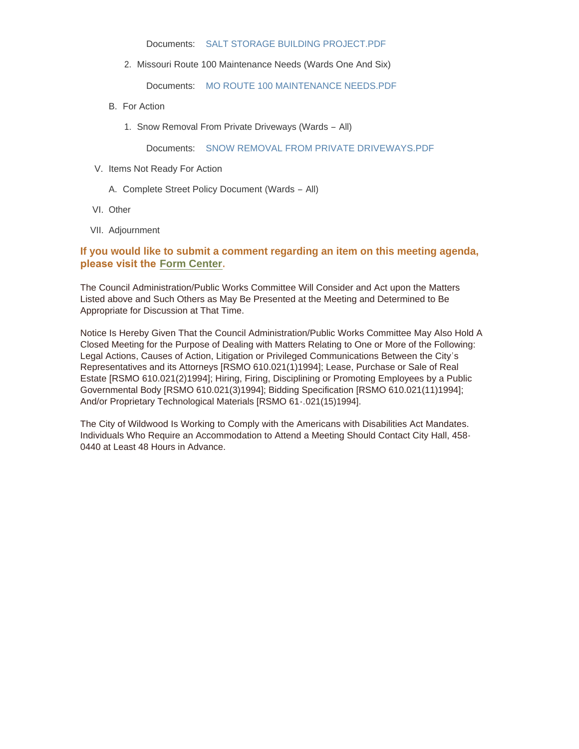Documents: SALT STORAGE BUILDING PROJECT.PDF

2. Missouri Route 100 Maintenance Needs (Wards One And Six)

   Documents: MO ROUTE 100 MAINTENANCE NEEDS.PDF

B. For Action

1. Snow Removal From Private Driveways (Wards – All)

   Documents: SNOW REMOVAL FROM PRIVATE DRIVEWAYS.PDF

V. Items Not Ready For Action

   A. Complete Street Policy Document (Wards – All)

VI. Other

VII. Adjournment

**If you would like to submit a comment regarding an item on this meeting agenda, please visit the Form Center.**

The Council Administration/Public Works Committee Will Consider and Act upon the Matters Listed above and Such Others as May Be Presented at the Meeting and Determined to Be Appropriate for Discussion at That Time.

Notice Is Hereby Given That the Council Administration/Public Works Committee May Also Hold A Closed Meeting for the Purpose of Dealing with Matters Relating to One or More of the Following: Legal Actions, Causes of Action, Litigation or Privileged Communications Between the City's Representatives and its Attorneys [RSMO 610.021(1)1994]; Lease, Purchase or Sale of Real Estate [RSMO 610.021(2)1994]; Hiring, Firing, Disciplining or Promoting Employees by a Public Governmental Body [RSMO 610.021(3)1994]; Bidding Specification [RSMO 610.021(11)1994]; And/or Proprietary Technological Materials [RSMO 61-.021(15)1994].

The City of Wildwood Is Working to Comply with the Americans with Disabilities Act Mandates. Individuals Who Require an Accommodation to Attend a Meeting Should Contact City Hall, 458-0440 at Least 48 Hours in Advance.